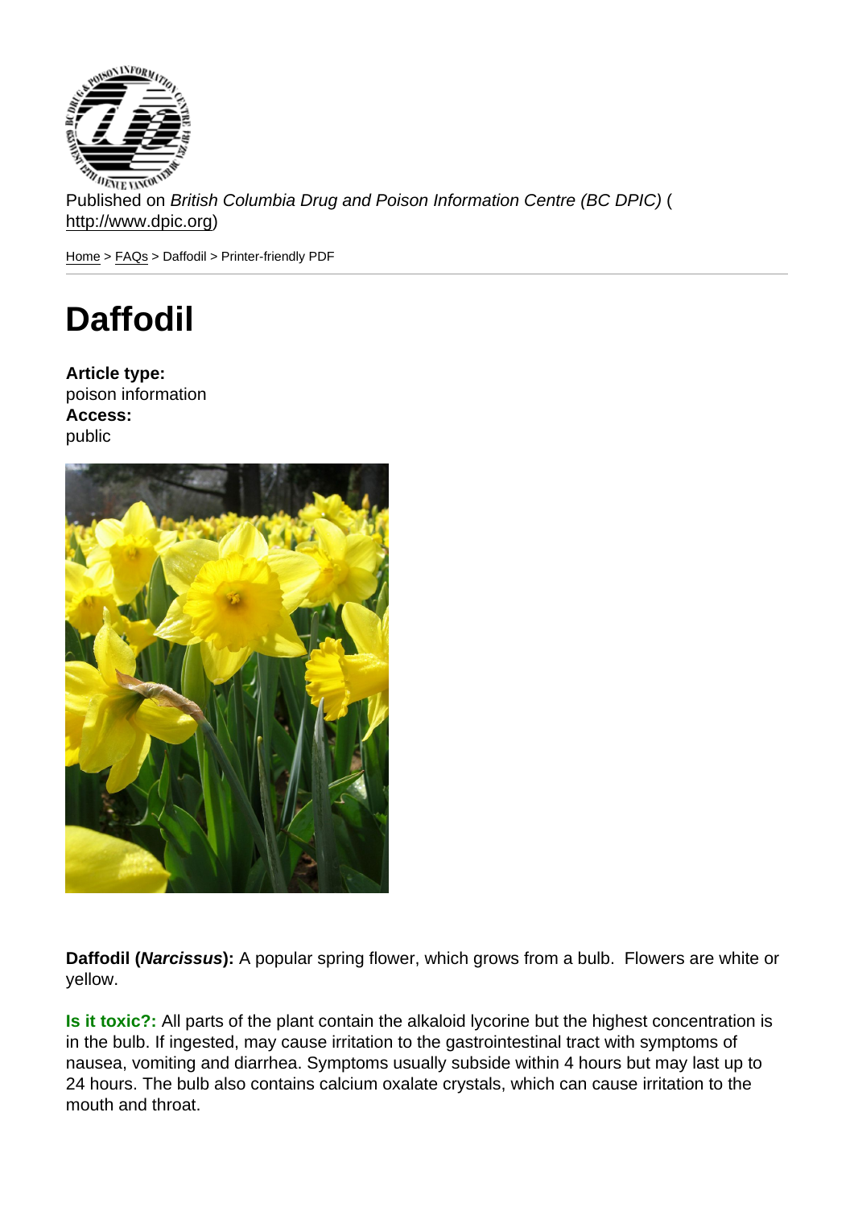Published on *British Columbia Drug and Poison Information Centre (BC DPIC)* (http://www.dpic.org)

Home > FAQs > Daffodil > Printer-friendly PDF

# Daffodil

**Article type:**
poison information
**Access:**
public

**Daffodil (*Narcissus*):** A popular spring flower, which grows from a bulb. Flowers are white or yellow.

**Is it toxic?:** All parts of the plant contain the alkaloid lycorine but the highest concentration is in the bulb. If ingested, may cause irritation to the gastrointestinal tract with symptoms of nausea, vomiting and diarrhea. Symptoms usually subside within 4 hours but may last up to 24 hours. The bulb also contains calcium oxalate crystals, which can cause irritation to the mouth and throat.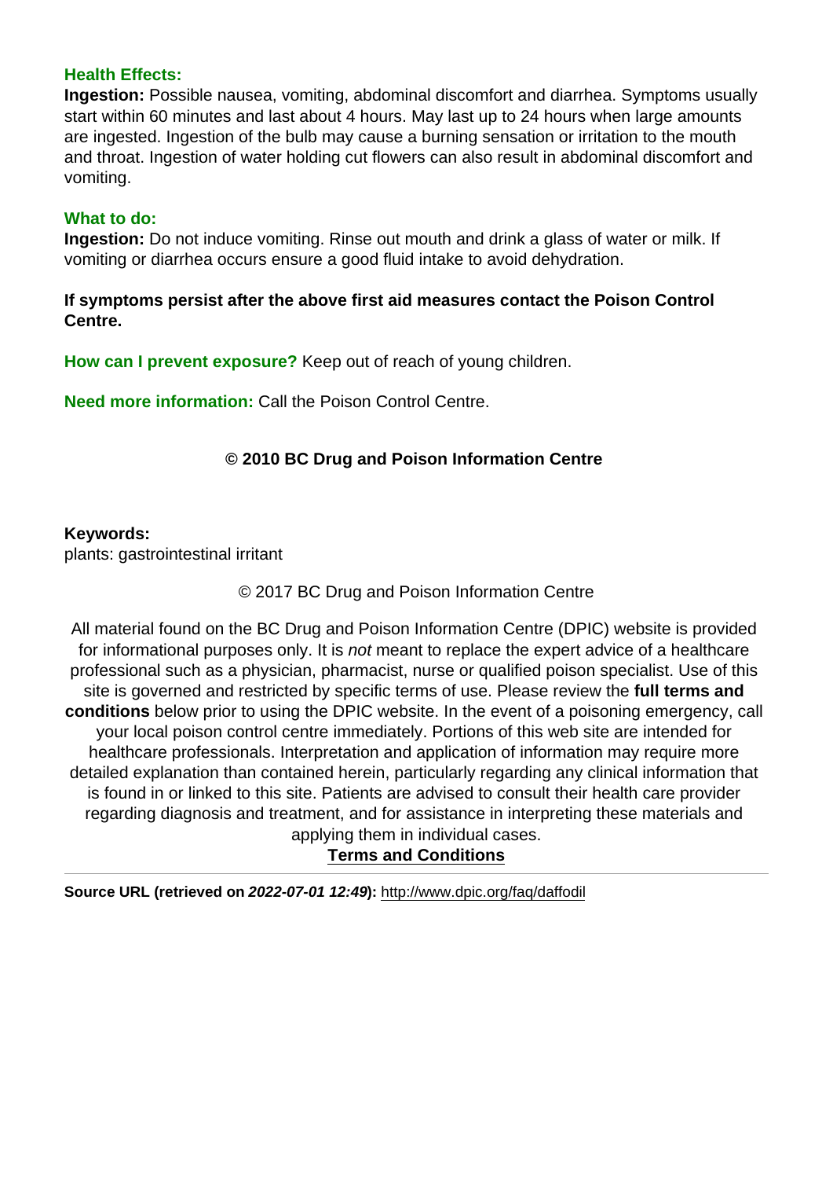### Health Effects:

**Ingestion:** Possible nausea, vomiting, abdominal discomfort and diarrhea. Symptoms usually start within 60 minutes and last about 4 hours. May last up to 24 hours when large amounts are ingested. Ingestion of the bulb may cause a burning sensation or irritation to the mouth and throat. Ingestion of water holding cut flowers can also result in abdominal discomfort and vomiting.

### What to do:

**Ingestion:** Do not induce vomiting. Rinse out mouth and drink a glass of water or milk. If vomiting or diarrhea occurs ensure a good fluid intake to avoid dehydration.

**If symptoms persist after the above first aid measures contact the Poison Control Centre.**

**How can I prevent exposure?** Keep out of reach of young children.

**Need more information:** Call the Poison Control Centre.

**© 2010 BC Drug and Poison Information Centre**

**Keywords:**
plants: gastrointestinal irritant

© 2017 BC Drug and Poison Information Centre

All material found on the BC Drug and Poison Information Centre (DPIC) website is provided for informational purposes only. It is *not* meant to replace the expert advice of a healthcare professional such as a physician, pharmacist, nurse or qualified poison specialist. Use of this site is governed and restricted by specific terms of use. Please review the **full terms and conditions** below prior to using the DPIC website. In the event of a poisoning emergency, call your local poison control centre immediately. Portions of this web site are intended for healthcare professionals. Interpretation and application of information may require more detailed explanation than contained herein, particularly regarding any clinical information that is found in or linked to this site. Patients are advised to consult their health care provider regarding diagnosis and treatment, and for assistance in interpreting these materials and applying them in individual cases.

**Terms and Conditions**

---

**Source URL (retrieved on *2022-07-01 12:49*):** http://www.dpic.org/faq/daffodil